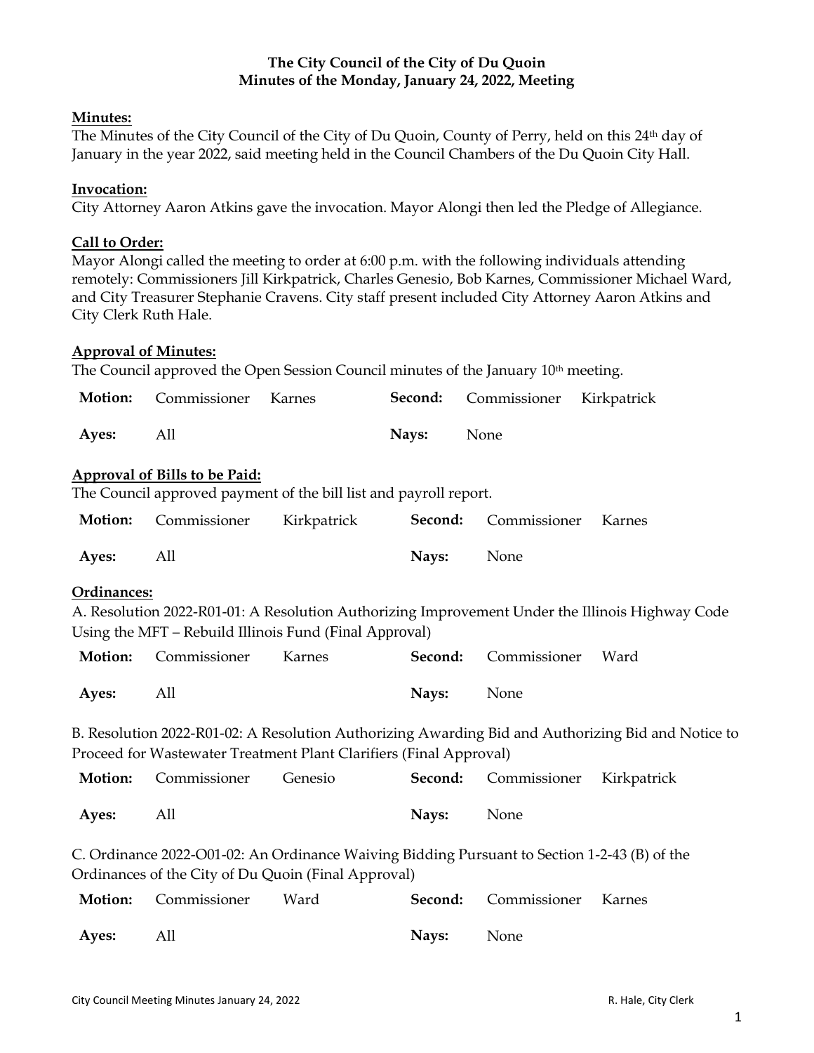# The City Council of the City of Du Quoin
## Minutes of the Monday, January 24, 2022, Meeting

**Minutes:**

The Minutes of the City Council of the City of Du Quoin, County of Perry, held on this 24th day of January in the year 2022, said meeting held in the Council Chambers of the Du Quoin City Hall.

**Invocation:**

City Attorney Aaron Atkins gave the invocation. Mayor Alongi then led the Pledge of Allegiance.

**Call to Order:**

Mayor Alongi called the meeting to order at 6:00 p.m. with the following individuals attending remotely: Commissioners Jill Kirkpatrick, Charles Genesio, Bob Karnes, Commissioner Michael Ward, and City Treasurer Stephanie Cravens. City staff present included City Attorney Aaron Atkins and City Clerk Ruth Hale.

**Approval of Minutes:**

The Council approved the Open Session Council minutes of the January 10th meeting.

| **Motion:** | Commissioner | Karnes | **Second:** | Commissioner | Kirkpatrick |
|---|---|---|---|---|---|
| **Ayes:** | All | | **Nays:** | None | |

**Approval of Bills to be Paid:**

The Council approved payment of the bill list and payroll report.

| **Motion:** | Commissioner | Kirkpatrick | **Second:** | Commissioner | Karnes |
|---|---|---|---|---|---|
| **Ayes:** | All | | **Nays:** | None | |

**Ordinances:**

A. Resolution 2022-R01-01: A Resolution Authorizing Improvement Under the Illinois Highway Code Using the MFT – Rebuild Illinois Fund (Final Approval)

| **Motion:** | Commissioner | Karnes | **Second:** | Commissioner | Ward |
|---|---|---|---|---|---|
| **Ayes:** | All | | **Nays:** | None | |

B. Resolution 2022-R01-02: A Resolution Authorizing Awarding Bid and Authorizing Bid and Notice to Proceed for Wastewater Treatment Plant Clarifiers (Final Approval)

| **Motion:** | Commissioner | Genesio | **Second:** | Commissioner | Kirkpatrick |
|---|---|---|---|---|---|
| **Ayes:** | All | | **Nays:** | None | |

C. Ordinance 2022-O01-02: An Ordinance Waiving Bidding Pursuant to Section 1-2-43 (B) of the Ordinances of the City of Du Quoin (Final Approval)

| **Motion:** | Commissioner | Ward | **Second:** | Commissioner | Karnes |
|---|---|---|---|---|---|
| **Ayes:** | All | | **Nays:** | None | |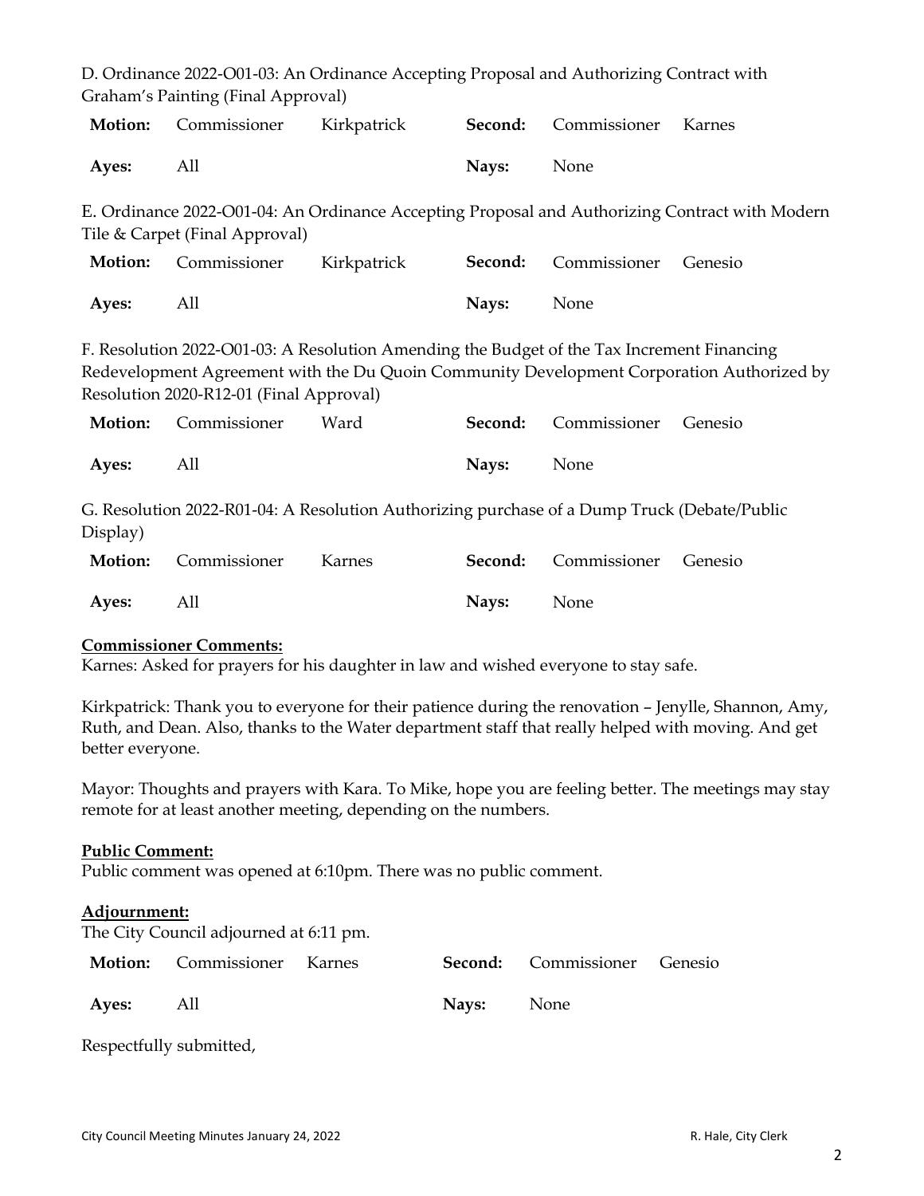D. Ordinance 2022-O01-03: An Ordinance Accepting Proposal and Authorizing Contract with Graham's Painting (Final Approval)

| **Motion:** | Commissioner | Kirkpatrick | **Second:** | Commissioner | Karnes |
|---|---|---|---|---|---|
| **Ayes:** | All | | **Nays:** | None | |

E. Ordinance 2022-O01-04: An Ordinance Accepting Proposal and Authorizing Contract with Modern Tile & Carpet (Final Approval)

| **Motion:** | Commissioner | Kirkpatrick | **Second:** | Commissioner | Genesio |
|---|---|---|---|---|---|
| **Ayes:** | All | | **Nays:** | None | |

F. Resolution 2022-O01-03: A Resolution Amending the Budget of the Tax Increment Financing Redevelopment Agreement with the Du Quoin Community Development Corporation Authorized by Resolution 2020-R12-01 (Final Approval)

| **Motion:** | Commissioner | Ward | **Second:** | Commissioner | Genesio |
|---|---|---|---|---|---|
| **Ayes:** | All | | **Nays:** | None | |

G. Resolution 2022-R01-04: A Resolution Authorizing purchase of a Dump Truck (Debate/Public Display)

| **Motion:** | Commissioner | Karnes | **Second:** | Commissioner | Genesio |
|---|---|---|---|---|---|
| **Ayes:** | All | | **Nays:** | None | |

**Commissioner Comments:**

Karnes: Asked for prayers for his daughter in law and wished everyone to stay safe.

Kirkpatrick: Thank you to everyone for their patience during the renovation – Jenylle, Shannon, Amy, Ruth, and Dean. Also, thanks to the Water department staff that really helped with moving. And get better everyone.

Mayor: Thoughts and prayers with Kara. To Mike, hope you are feeling better. The meetings may stay remote for at least another meeting, depending on the numbers.

**Public Comment:**

Public comment was opened at 6:10pm. There was no public comment.

**Adjournment:**

The City Council adjourned at 6:11 pm.

| **Motion:** | Commissioner | Karnes | **Second:** | Commissioner | Genesio |
|---|---|---|---|---|---|
| **Ayes:** | All | | **Nays:** | None | |

Respectfully submitted,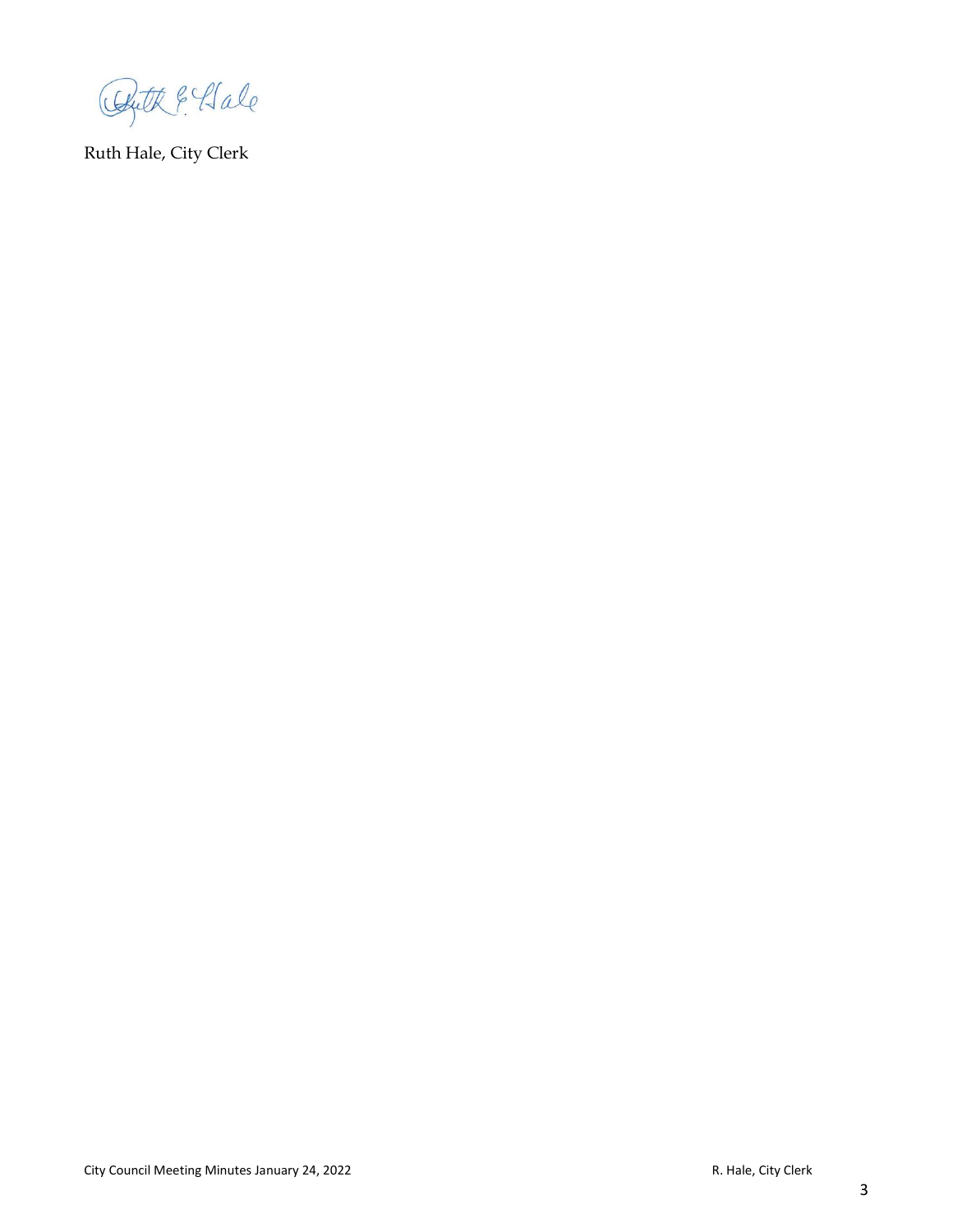Ruth E. Hale

Ruth Hale, City Clerk